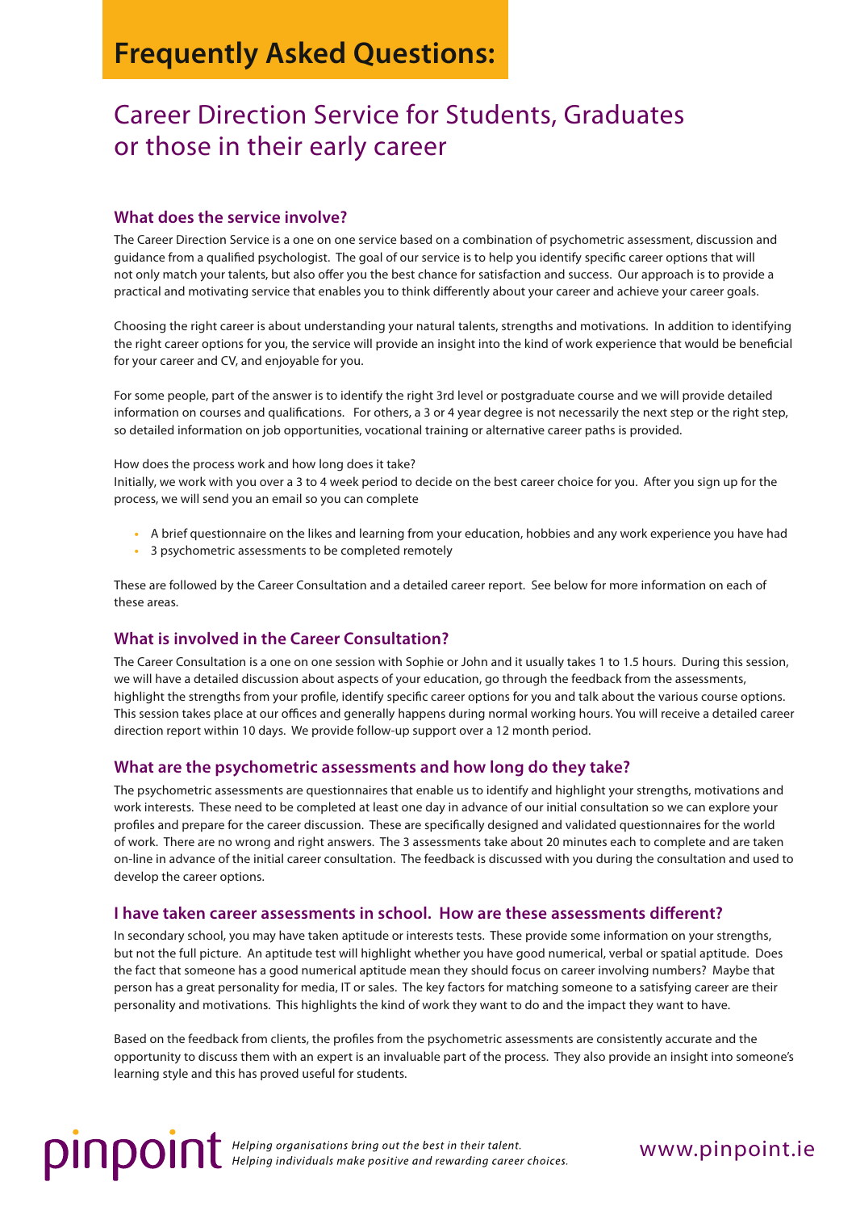# Frequently Asked Questions:

## Career Direction Service for Students, Graduates or those in their early career

### What does the service involve?

The Career Direction Service is a one on one service based on a combination of psychometric assessment, discussion and guidance from a qualified psychologist. The goal of our service is to help you identify specific career options that will not only match your talents, but also offer you the best chance for satisfaction and success. Our approach is to provide a practical and motivating service that enables you to think differently about your career and achieve your career goals.

Choosing the right career is about understanding your natural talents, strengths and motivations. In addition to identifying the right career options for you, the service will provide an insight into the kind of work experience that would be beneficial for your career and CV, and enjoyable for you.

For some people, part of the answer is to identify the right 3rd level or postgraduate course and we will provide detailed information on courses and qualifications. For others, a 3 or 4 year degree is not necessarily the next step or the right step, so detailed information on job opportunities, vocational training or alternative career paths is provided.

How does the process work and how long does it take?
Initially, we work with you over a 3 to 4 week period to decide on the best career choice for you. After you sign up for the process, we will send you an email so you can complete

- A brief questionnaire on the likes and learning from your education, hobbies and any work experience you have had
- 3 psychometric assessments to be completed remotely

These are followed by the Career Consultation and a detailed career report. See below for more information on each of these areas.

### What is involved in the Career Consultation?

The Career Consultation is a one on one session with Sophie or John and it usually takes 1 to 1.5 hours. During this session, we will have a detailed discussion about aspects of your education, go through the feedback from the assessments, highlight the strengths from your profile, identify specific career options for you and talk about the various course options. This session takes place at our offices and generally happens during normal working hours. You will receive a detailed career direction report within 10 days. We provide follow-up support over a 12 month period.

### What are the psychometric assessments and how long do they take?

The psychometric assessments are questionnaires that enable us to identify and highlight your strengths, motivations and work interests. These need to be completed at least one day in advance of our initial consultation so we can explore your profiles and prepare for the career discussion. These are specifically designed and validated questionnaires for the world of work. There are no wrong and right answers. The 3 assessments take about 20 minutes each to complete and are taken on-line in advance of the initial career consultation. The feedback is discussed with you during the consultation and used to develop the career options.

### I have taken career assessments in school. How are these assessments different?

In secondary school, you may have taken aptitude or interests tests. These provide some information on your strengths, but not the full picture. An aptitude test will highlight whether you have good numerical, verbal or spatial aptitude. Does the fact that someone has a good numerical aptitude mean they should focus on career involving numbers? Maybe that person has a great personality for media, IT or sales. The key factors for matching someone to a satisfying career are their personality and motivations. This highlights the kind of work they want to do and the impact they want to have.

Based on the feedback from clients, the profiles from the psychometric assessments are consistently accurate and the opportunity to discuss them with an expert is an invaluable part of the process. They also provide an insight into someone's learning style and this has proved useful for students.

pinpoint *Helping organisations bring out the best in their talent. Helping individuals make positive and rewarding career choices.* www.pinpoint.ie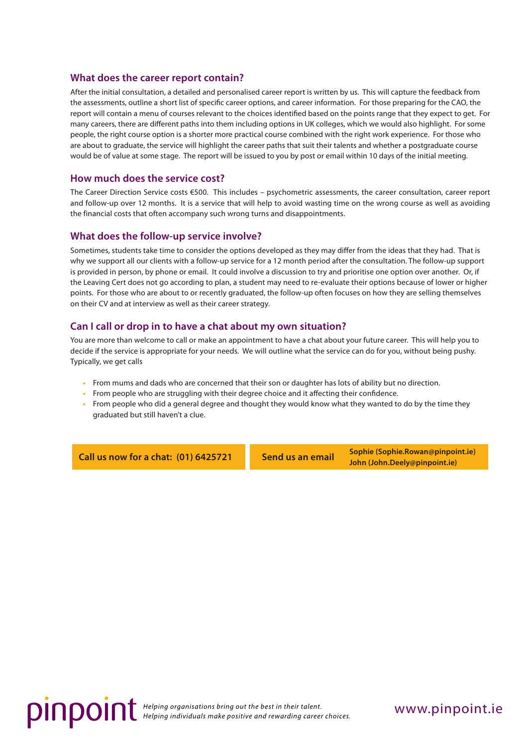## What does the career report contain?

After the initial consultation, a detailed and personalised career report is written by us. This will capture the feedback from the assessments, outline a short list of specific career options, and career information. For those preparing for the CAO, the report will contain a menu of courses relevant to the choices identified based on the points range that they expect to get. For many careers, there are different paths into them including options in UK colleges, which we would also highlight. For some people, the right course option is a shorter more practical course combined with the right work experience. For those who are about to graduate, the service will highlight the career paths that suit their talents and whether a postgraduate course would be of value at some stage. The report will be issued to you by post or email within 10 days of the initial meeting.

## How much does the service cost?

The Career Direction Service costs €500. This includes – psychometric assessments, the career consultation, career report and follow-up over 12 months. It is a service that will help to avoid wasting time on the wrong course as well as avoiding the financial costs that often accompany such wrong turns and disappointments.

## What does the follow-up service involve?

Sometimes, students take time to consider the options developed as they may differ from the ideas that they had. That is why we support all our clients with a follow-up service for a 12 month period after the consultation. The follow-up support is provided in person, by phone or email. It could involve a discussion to try and prioritise one option over another. Or, if the Leaving Cert does not go according to plan, a student may need to re-evaluate their options because of lower or higher points. For those who are about to or recently graduated, the follow-up often focuses on how they are selling themselves on their CV and at interview as well as their career strategy.

## Can I call or drop in to have a chat about my own situation?

You are more than welcome to call or make an appointment to have a chat about your future career. This will help you to decide if the service is appropriate for your needs. We will outline what the service can do for you, without being pushy. Typically, we get calls

- From mums and dads who are concerned that their son or daughter has lots of ability but no direction.
- From people who are struggling with their degree choice and it affecting their confidence.
- From people who did a general degree and thought they would know what they wanted to do by the time they graduated but still haven't a clue.

**Call us now for a chat: (01) 6425721**

**Send us an email**

**Sophie (Sophie.Rowan@pinpoint.ie)**
**John (John.Deely@pinpoint.ie)**

pinpoint *Helping organisations bring out the best in their talent. Helping individuals make positive and rewarding career choices.*

www.pinpoint.ie